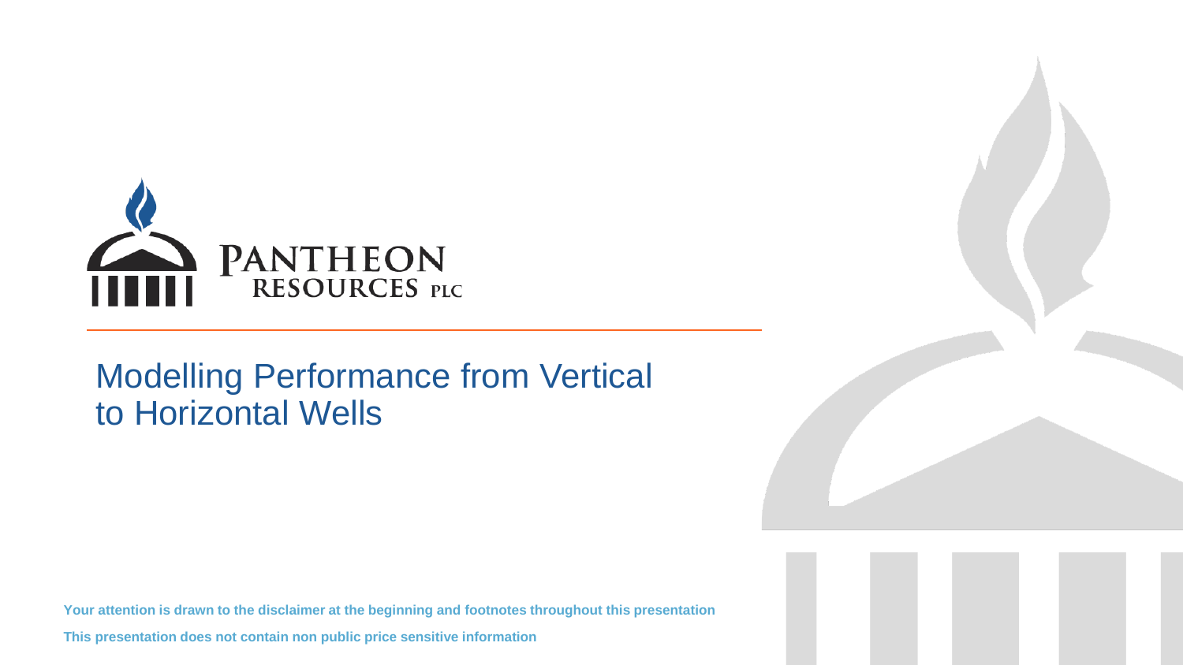PANTHEON RESOURCES PLC

# Modelling Performance from Vertical to Horizontal Wells

**Your attention is drawn to the disclaimer at the beginning and footnotes throughout this presentation**

**This presentation does not contain non public price sensitive information**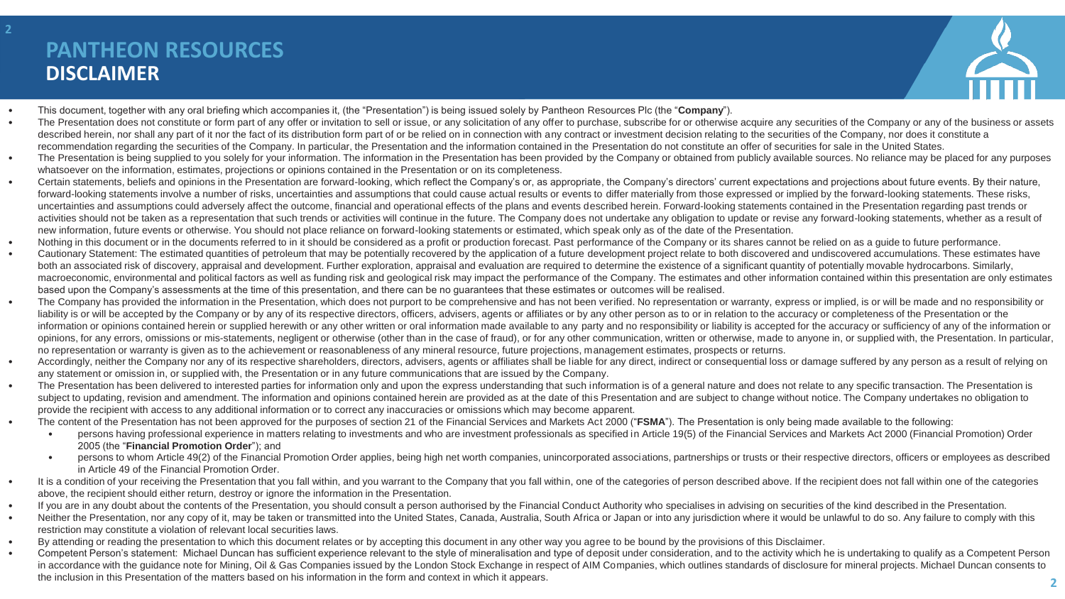# PANTHEON RESOURCES
## DISCLAIMER

- This document, together with any oral briefing which accompanies it, (the "Presentation") is being issued solely by Pantheon Resources Plc (the "**Company**").
- The Presentation does not constitute or form part of any offer or invitation to sell or issue, or any solicitation of any offer to purchase, subscribe for or otherwise acquire any securities of the Company or any of the business or assets described herein, nor shall any part of it nor the fact of its distribution form part of or be relied on in connection with any contract or investment decision relating to the securities of the Company, nor does it constitute a recommendation regarding the securities of the Company. In particular, the Presentation and the information contained in the Presentation do not constitute an offer of securities for sale in the United States.
- The Presentation is being supplied to you solely for your information. The information in the Presentation has been provided by the Company or obtained from publicly available sources. No reliance may be placed for any purposes whatsoever on the information, estimates, projections or opinions contained in the Presentation or on its completeness.
- Certain statements, beliefs and opinions in the Presentation are forward-looking, which reflect the Company's or, as appropriate, the Company's directors' current expectations and projections about future events. By their nature, forward-looking statements involve a number of risks, uncertainties and assumptions that could cause actual results or events to differ materially from those expressed or implied by the forward-looking statements. These risks, uncertainties and assumptions could adversely affect the outcome, financial and operational effects of the plans and events described herein. Forward-looking statements contained in the Presentation regarding past trends or activities should not be taken as a representation that such trends or activities will continue in the future. The Company does not undertake any obligation to update or revise any forward-looking statements, whether as a result of new information, future events or otherwise. You should not place reliance on forward-looking statements or estimated, which speak only as of the date of the Presentation.
- Nothing in this document or in the documents referred to in it should be considered as a profit or production forecast. Past performance of the Company or its shares cannot be relied on as a guide to future performance.
- Cautionary Statement: The estimated quantities of petroleum that may be potentially recovered by the application of a future development project relate to both discovered and undiscovered accumulations. These estimates have both an associated risk of discovery, appraisal and development. Further exploration, appraisal and evaluation are required to determine the existence of a significant quantity of potentially movable hydrocarbons. Similarly, macroeconomic, environmental and political factors as well as funding risk and geological risk may impact the performance of the Company. The estimates and other information contained within this presentation are only estimates based upon the Company's assessments at the time of this presentation, and there can be no guarantees that these estimates or outcomes will be realised.
- The Company has provided the information in the Presentation, which does not purport to be comprehensive and has not been verified. No representation or warranty, express or implied, is or will be made and no responsibility or liability is or will be accepted by the Company or by any of its respective directors, officers, advisers, agents or affiliates or by any other person as to or in relation to the accuracy or completeness of the Presentation or the information or opinions contained herein or supplied herewith or any other written or oral information made available to any party and no responsibility or liability is accepted for the accuracy or sufficiency of any of the information or opinions, for any errors, omissions or mis-statements, negligent or otherwise (other than in the case of fraud), or for any other communication, written or otherwise, made to anyone in, or supplied with, the Presentation. In particular, no representation or warranty is given as to the achievement or reasonableness of any mineral resource, future projections, management estimates, prospects or returns.
- Accordingly, neither the Company nor any of its respective shareholders, directors, advisers, agents or affiliates shall be liable for any direct, indirect or consequential loss or damage suffered by any person as a result of relying on any statement or omission in, or supplied with, the Presentation or in any future communications that are issued by the Company.
- The Presentation has been delivered to interested parties for information only and upon the express understanding that such information is of a general nature and does not relate to any specific transaction. The Presentation is subject to updating, revision and amendment. The information and opinions contained herein are provided as at the date of this Presentation and are subject to change without notice. The Company undertakes no obligation to provide the recipient with access to any additional information or to correct any inaccuracies or omissions which may become apparent.
- The content of the Presentation has not been approved for the purposes of section 21 of the Financial Services and Markets Act 2000 ("**FSMA**"). The Presentation is only being made available to the following:
  - persons having professional experience in matters relating to investments and who are investment professionals as specified in Article 19(5) of the Financial Services and Markets Act 2000 (Financial Promotion) Order 2005 (the "**Financial Promotion Order**"); and
  - persons to whom Article 49(2) of the Financial Promotion Order applies, being high net worth companies, unincorporated associations, partnerships or trusts or their respective directors, officers or employees as described in Article 49 of the Financial Promotion Order.
- It is a condition of your receiving the Presentation that you fall within, and you warrant to the Company that you fall within, one of the categories of person described above. If the recipient does not fall within one of the categories above, the recipient should either return, destroy or ignore the information in the Presentation.
- If you are in any doubt about the contents of the Presentation, you should consult a person authorised by the Financial Conduct Authority who specialises in advising on securities of the kind described in the Presentation.
- Neither the Presentation, nor any copy of it, may be taken or transmitted into the United States, Canada, Australia, South Africa or Japan or into any jurisdiction where it would be unlawful to do so. Any failure to comply with this restriction may constitute a violation of relevant local securities laws.
- By attending or reading the presentation to which this document relates or by accepting this document in any other way you agree to be bound by the provisions of this Disclaimer.
- Competent Person's statement: Michael Duncan has sufficient experience relevant to the style of mineralisation and type of deposit under consideration, and to the activity which he is undertaking to qualify as a Competent Person in accordance with the guidance note for Mining, Oil & Gas Companies issued by the London Stock Exchange in respect of AIM Companies, which outlines standards of disclosure for mineral projects. Michael Duncan consents to the inclusion in this Presentation of the matters based on his information in the form and context in which it appears.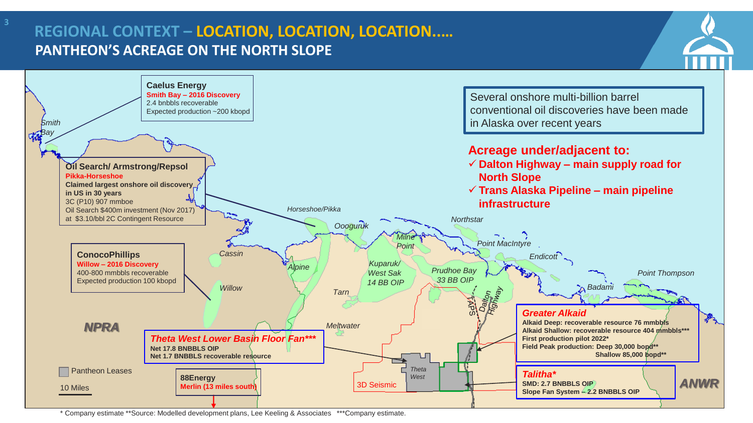# REGIONAL CONTEXT – LOCATION, LOCATION, LOCATION…..

## PANTHEON'S ACREAGE ON THE NORTH SLOPE

**Caelus Energy**
**Smith Bay – 2016 Discovery**
2.4 bnbbls recoverable
Expected production ~200 kbopd

**Oil Search/ Armstrong/Repsol**
**Pikka-Horseshoe**
**Claimed largest onshore oil discovery in US in 30 years**
3C (P10) 907 mmboe
Oil Search $400m investment (Nov 2017) at $3.10/bbl 2C Contingent Resource

**ConocoPhillips**
**Willow – 2016 Discovery**
400-800 mmbbls recoverable
Expected production 100 kbopd

***Theta West Lower Basin Floor Fan*****
**Net 17.8 BNBBLS OIP**
**Net 1.7 BNBBLS recoverable resource**

**88Energy**
**Merlin (13 miles south)**

Several onshore multi-billion barrel conventional oil discoveries have been made in Alaska over recent years

**Acreage under/adjacent to:**

- ✓ **Dalton Highway – main supply road for North Slope**
- ✓ **Trans Alaska Pipeline – main pipeline infrastructure**

***Greater Alkaid***
**Alkaid Deep: recoverable resource 76 mmbbls**
**Alkaid Shallow: recoverable resource 404 mmbbls*****
**First production pilot 2022***
**Field Peak production: Deep 30,000 bopd****
**Shallow 85,000 bopd****

***Talitha****
**SMD: 2.7 BNBBLS OIP**
**Slope Fan System – 2.2 BNBBLS OIP**

Map labels: Smith Bay, Horseshoe/Pikka, Oooguruk, Cassin, Alpine, Willow, NPRA, Milne Point, Kuparuk/ West Sak 14 BB OIP, Tarn, Prudhoe Bay 33 BB OIP, Northstar, Point MacIntyre, Endicott, Badami, Point Thompson, ANWR, Meltwater, Theta West, 3D Seismic, TAPS, Dalton Highway, Pantheon Leases, 10 Miles

\* Company estimate **Source: Modelled development plans, Lee Keeling & Associates ***Company estimate.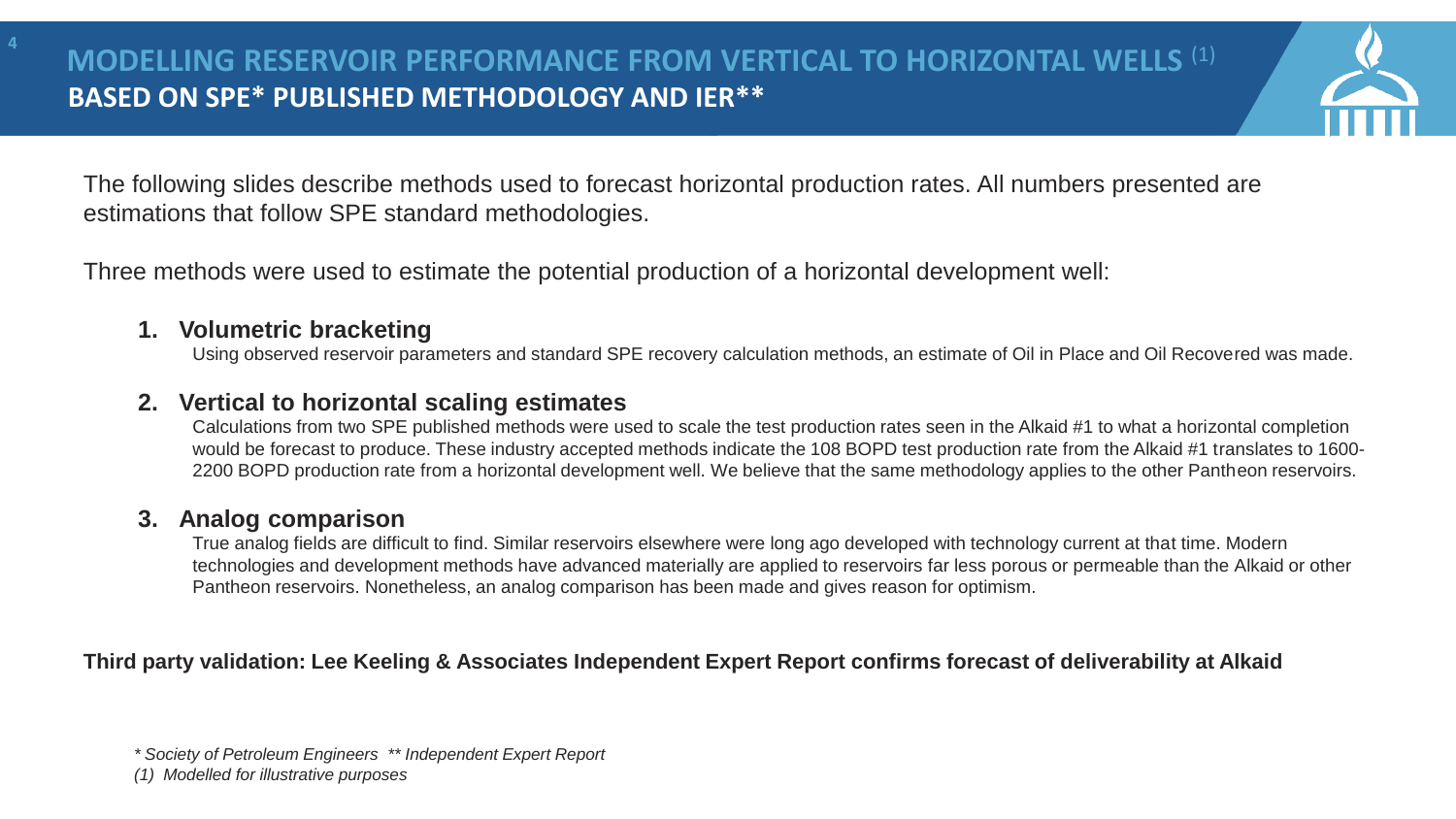# MODELLING RESERVOIR PERFORMANCE FROM VERTICAL TO HORIZONTAL WELLS [(1)]

## BASED ON SPE* PUBLISHED METHODOLOGY AND IER**

The following slides describe methods used to forecast horizontal production rates. All numbers presented are estimations that follow SPE standard methodologies.

Three methods were used to estimate the potential production of a horizontal development well:

1. **Volumetric bracketing**
   Using observed reservoir parameters and standard SPE recovery calculation methods, an estimate of Oil in Place and Oil Recovered was made.

2. **Vertical to horizontal scaling estimates**
   Calculations from two SPE published methods were used to scale the test production rates seen in the Alkaid #1 to what a horizontal completion would be forecast to produce. These industry accepted methods indicate the 108 BOPD test production rate from the Alkaid #1 translates to 1600-2200 BOPD production rate from a horizontal development well. We believe that the same methodology applies to the other Pantheon reservoirs.

3. **Analog comparison**
   True analog fields are difficult to find. Similar reservoirs elsewhere were long ago developed with technology current at that time. Modern technologies and development methods have advanced materially are applied to reservoirs far less porous or permeable than the Alkaid or other Pantheon reservoirs. Nonetheless, an analog comparison has been made and gives reason for optimism.

**Third party validation: Lee Keeling & Associates Independent Expert Report confirms forecast of deliverability at Alkaid**

*\* Society of Petroleum Engineers \*\* Independent Expert Report*

*(1) Modelled for illustrative purposes*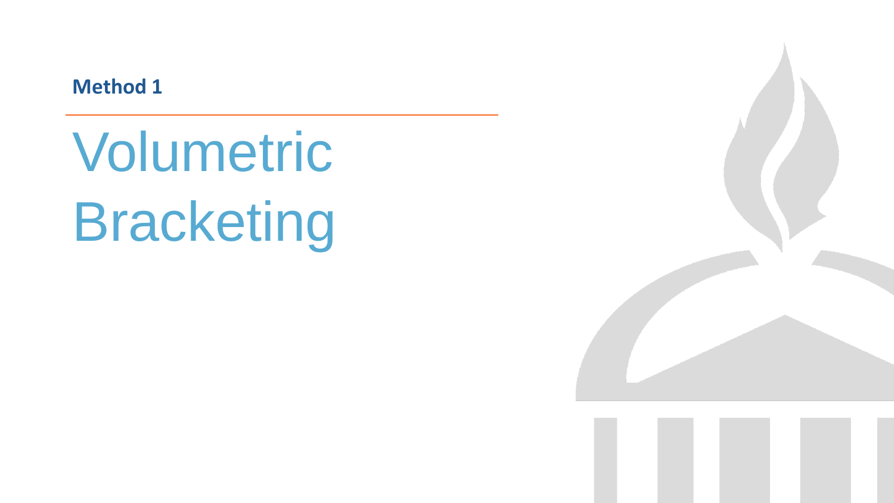**Method 1**

# Volumetric Bracketing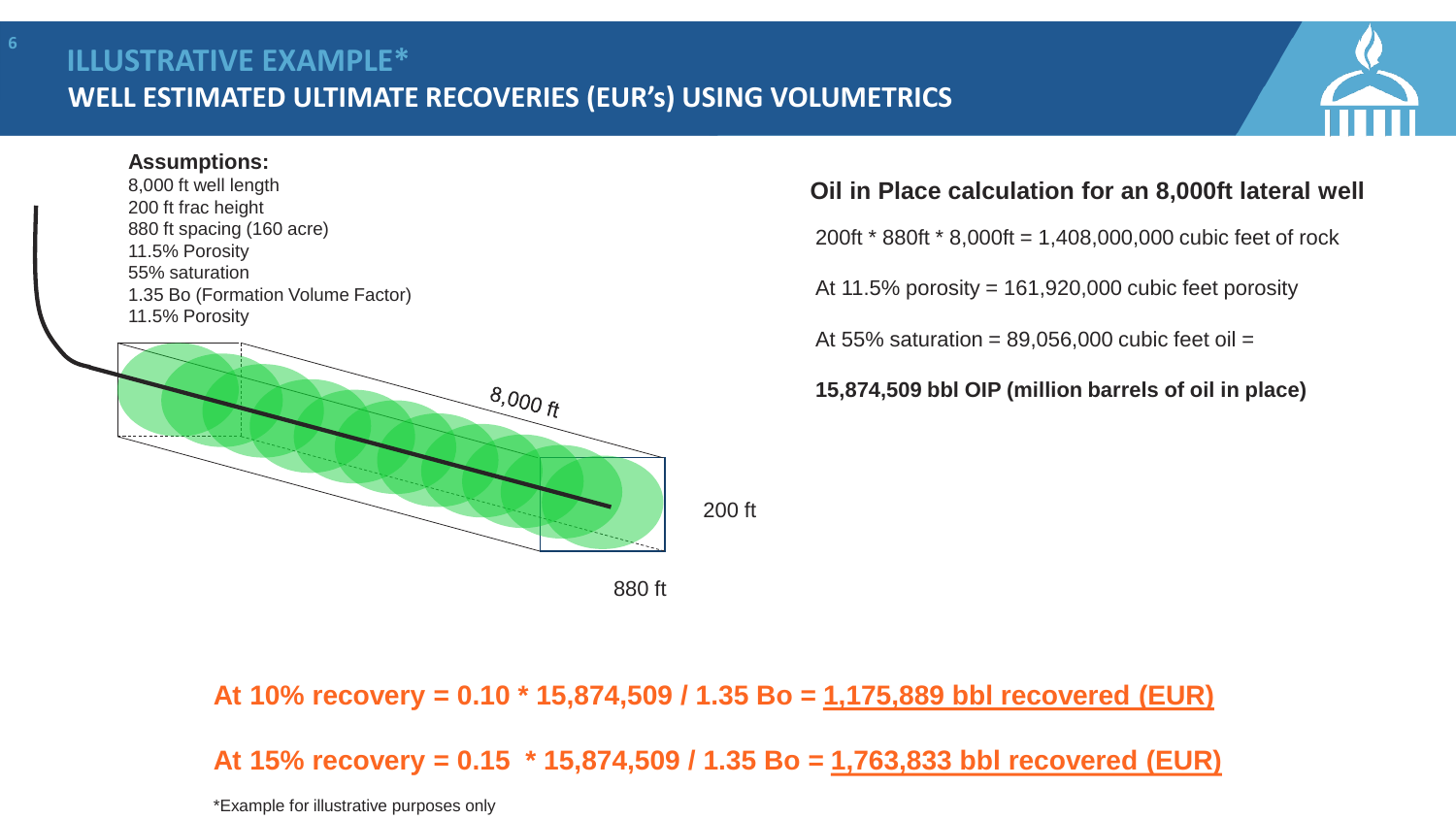# ILLUSTRATIVE EXAMPLE*

## WELL ESTIMATED ULTIMATE RECOVERIES (EUR's) USING VOLUMETRICS

**Assumptions:**

8,000 ft well length
200 ft frac height
880 ft spacing (160 acre)
11.5% Porosity
55% saturation
1.35 Bo (Formation Volume Factor)
11.5% Porosity

8,000 ft

200 ft

880 ft

**Oil in Place calculation for an 8,000ft lateral well**

200ft * 880ft * 8,000ft = 1,408,000,000 cubic feet of rock

At 11.5% porosity = 161,920,000 cubic feet porosity

At 55% saturation = 89,056,000 cubic feet oil =

**15,874,509 bbl OIP (million barrels of oil in place)**

**At 10% recovery = 0.10 * 15,874,509 / 1.35 Bo = 1,175,889 bbl recovered (EUR)**

**At 15% recovery = 0.15 * 15,874,509 / 1.35 Bo = 1,763,833 bbl recovered (EUR)**

*Example for illustrative purposes only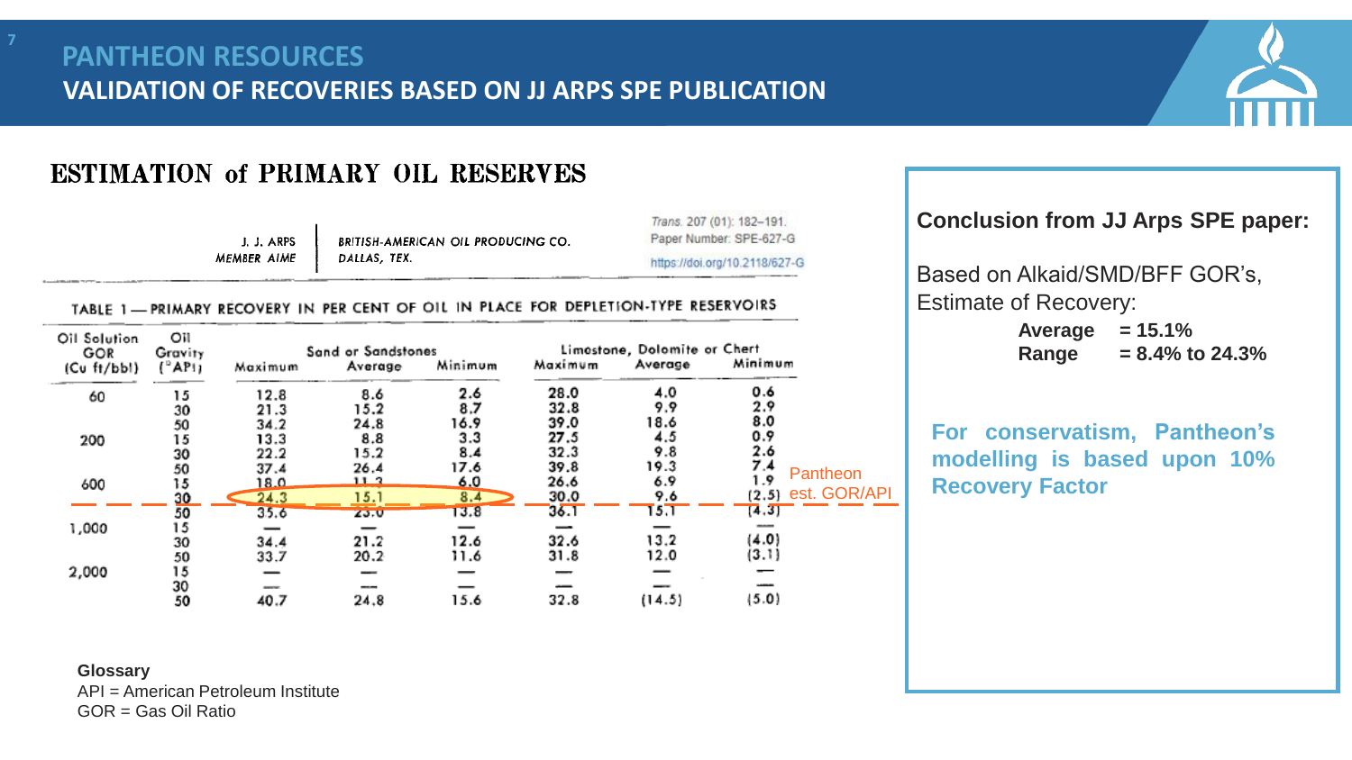# PANTHEON RESOURCES

## VALIDATION OF RECOVERIES BASED ON JJ ARPS SPE PUBLICATION

### ESTIMATION of PRIMARY OIL RESERVES

J. J. ARPS
MEMBER AIME

BRITISH-AMERICAN OIL PRODUCING CO.
DALLAS, TEX.

Trans. 207 (01): 182–191.
Paper Number: SPE-627-G
https://doi.org/10.2118/627-G

TABLE 1 — PRIMARY RECOVERY IN PER CENT OF OIL IN PLACE FOR DEPLETION-TYPE RESERVOIRS

| Oil Solution GOR (Cu ft/bbl) | Oil Gravity (°API) | Sand or Sandstones | | | Limestone, Dolomite or Chert | | |
|---|---|---|---|---|---|---|---|
| | | Maximum | Average | Minimum | Maximum | Average | Minimum |
| 60 | 15 | 12.8 | 8.6 | 2.6 | 28.0 | 4.0 | 0.6 |
| | 30 | 21.3 | 15.2 | 8.7 | 32.8 | 9.9 | 2.9 |
| | 50 | 34.2 | 24.8 | 16.9 | 39.0 | 18.6 | 8.0 |
| 200 | 15 | 13.3 | 8.8 | 3.3 | 27.5 | 4.5 | 0.9 |
| | 30 | 22.2 | 15.2 | 8.4 | 32.3 | 9.8 | 2.6 |
| | 50 | 37.4 | 26.4 | 17.6 | 39.8 | 19.3 | 7.4 |
| 600 | 15 | 18.0 | 11.3 | 6.0 | 26.6 | 6.9 | 1.9 |
| | 30 | 24.3 | 15.1 | 8.4 | 30.0 | 9.6 | (2.5) |
| | 50 | 35.6 | 23.0 | 13.8 | 36.1 | 15.1 | (4.3) |
| 1,000 | 15 | — | — | — | — | — | — |
| | 30 | 34.4 | 21.2 | 12.6 | 32.6 | 13.2 | (4.0) |
| | 50 | 33.7 | 20.2 | 11.6 | 31.8 | 12.0 | (3.1) |
| 2,000 | 15 | — | — | — | — | — | — |
| | 30 | — | — | — | — | — | — |
| | 50 | 40.7 | 24.8 | 15.6 | 32.8 | (14.5) | (5.0) |

Pantheon est. GOR/API

**Glossary**
API = American Petroleum Institute
GOR = Gas Oil Ratio

**Conclusion from JJ Arps SPE paper:**

Based on Alkaid/SMD/BFF GOR's, Estimate of Recovery:

**Average = 15.1%**
**Range = 8.4% to 24.3%**

**For conservatism, Pantheon's modelling is based upon 10% Recovery Factor**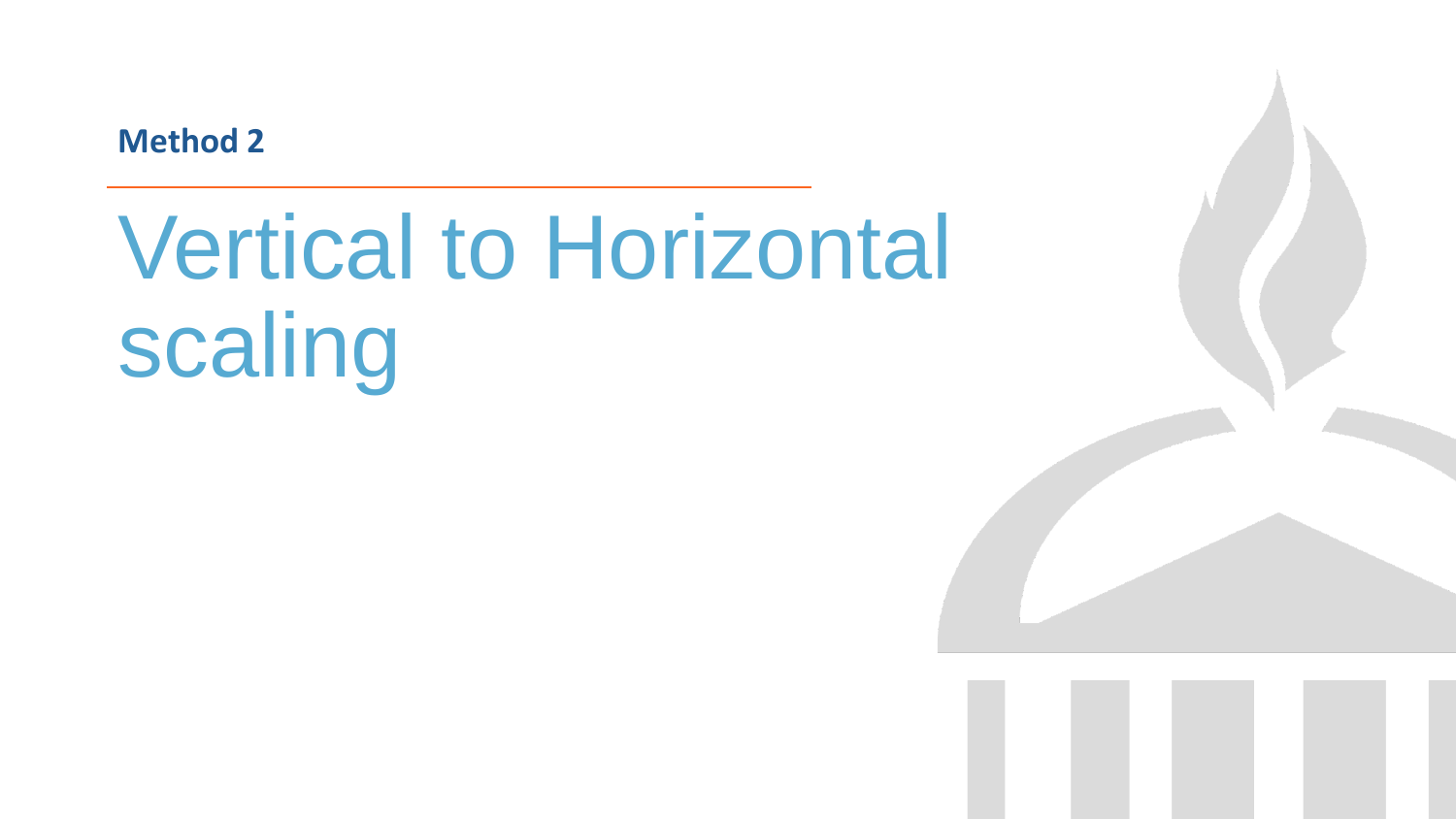**Method 2**

# Vertical to Horizontal scaling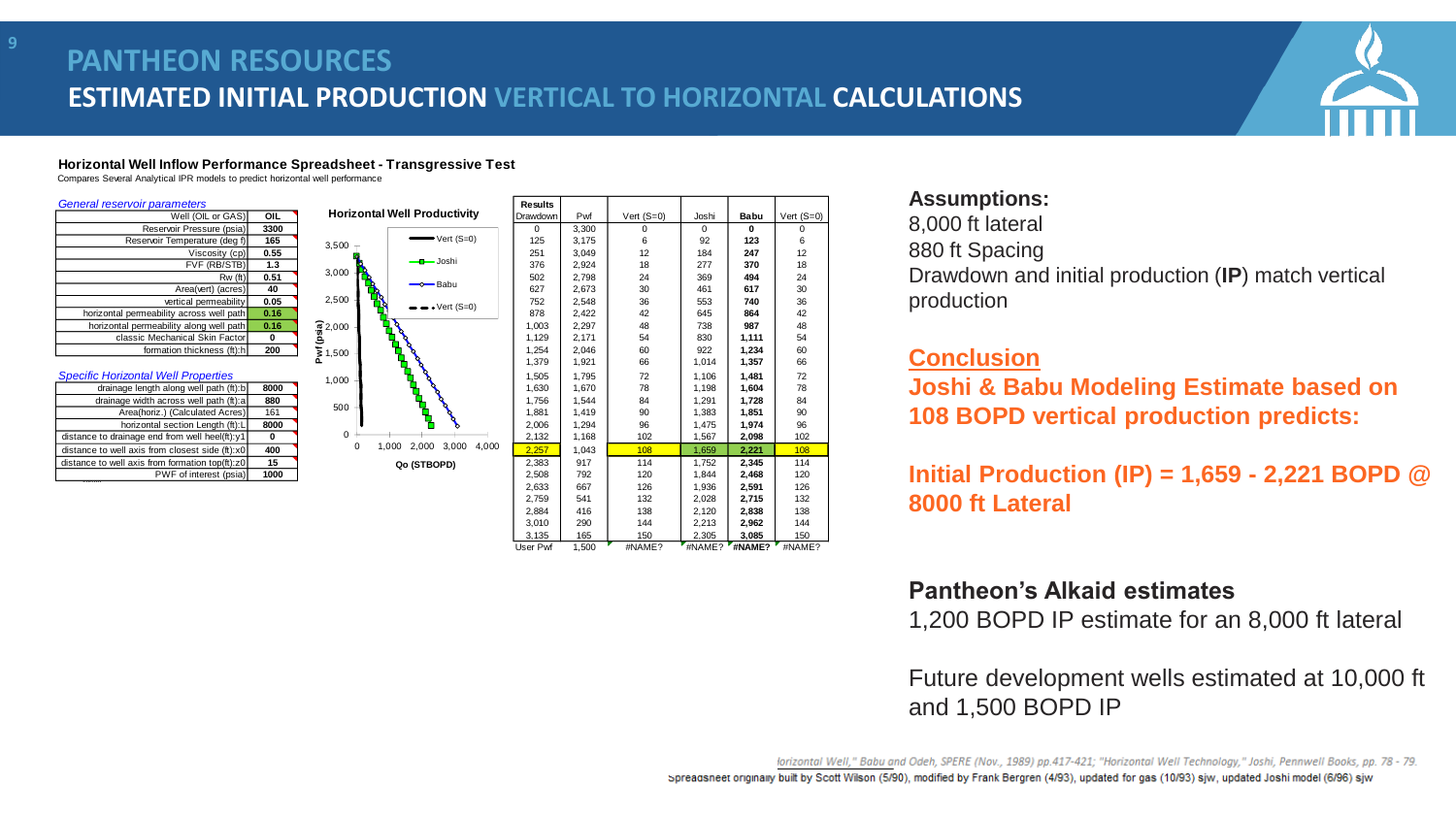# PANTHEON RESOURCES

## ESTIMATED INITIAL PRODUCTION VERTICAL TO HORIZONTAL CALCULATIONS

**Horizontal Well Inflow Performance Spreadsheet - Transgressive Test**

Compares Several Analytical IPR models to predict horizontal well performance

*General reservoir parameters*

| Well (OIL or GAS) | OIL |
|---|---|
| Reservoir Pressure (psia) | 3300 |
| Reservoir Temperature (deg f) | 165 |
| Viscosity (cp) | 0.55 |
| FVF (RB/STB) | 1.3 |
| Rw (ft) | 0.51 |
| Area(vert) (acres) | 40 |
| vertical permeability | 0.05 |
| horizontal permeability across well path | 0.16 |
| horizontal permeability along well path | 0.16 |
| classic Mechanical Skin Factor | 0 |
| formation thickness (ft):h | 200 |

*Specific Horizontal Well Properties*

| drainage length along well path (ft):b | 8000 |
|---|---|
| drainage width across well path (ft):a | 880 |
| Area(horiz.) (Calculated Acres) | 161 |
| horizontal section Length (ft):L | 8000 |
| distance to drainage end from well heel(ft):y1 | 0 |
| distance to well axis from closest side (ft):x0 | 400 |
| distance to well axis from formation top(ft):z0 | 15 |
| PWF of interest (psia) | 1000 |

**Horizontal Well Productivity**

(Chart: Pwf (psia) vs Qo (STBOPD); series: Vert (S=0), Joshi, Babu, Vert (S=0))

| Results Drawdown | Pwf | Vert (S=0) | Joshi | **Babu** | Vert (S=0) |
|---|---|---|---|---|---|
| 0 | 3,300 | 0 | 0 | **0** | 0 |
| 125 | 3,175 | 6 | 92 | **123** | 6 |
| 251 | 3,049 | 12 | 184 | **247** | 12 |
| 376 | 2,924 | 18 | 277 | **370** | 18 |
| 502 | 2,798 | 24 | 369 | **494** | 24 |
| 627 | 2,673 | 30 | 461 | **617** | 30 |
| 752 | 2,548 | 36 | 553 | **740** | 36 |
| 878 | 2,422 | 42 | 645 | **864** | 42 |
| 1,003 | 2,297 | 48 | 738 | **987** | 48 |
| 1,129 | 2,171 | 54 | 830 | **1,111** | 54 |
| 1,254 | 2,046 | 60 | 922 | **1,234** | 60 |
| 1,379 | 1,921 | 66 | 1,014 | **1,357** | 66 |
| 1,505 | 1,795 | 72 | 1,106 | **1,481** | 72 |
| 1,630 | 1,670 | 78 | 1,198 | **1,604** | 78 |
| 1,756 | 1,544 | 84 | 1,291 | **1,728** | 84 |
| 1,881 | 1,419 | 90 | 1,383 | **1,851** | 90 |
| 2,006 | 1,294 | 96 | 1,475 | **1,974** | 96 |
| 2,132 | 1,168 | 102 | 1,567 | **2,098** | 102 |
| 2,257 | 1,043 | 108 | 1,659 | **2,221** | 108 |
| 2,383 | 917 | 114 | 1,752 | **2,345** | 114 |
| 2,508 | 792 | 120 | 1,844 | **2,468** | 120 |
| 2,633 | 667 | 126 | 1,936 | **2,591** | 126 |
| 2,759 | 541 | 132 | 2,028 | **2,715** | 132 |
| 2,884 | 416 | 138 | 2,120 | **2,838** | 138 |
| 3,010 | 290 | 144 | 2,213 | **2,962** | 144 |
| 3,135 | 165 | 150 | 2,305 | **3,085** | 150 |
| User Pwf | 1,500 | #NAME? | #NAME? | **#NAME?** | #NAME? |

**Assumptions:**

8,000 ft lateral

880 ft Spacing

Drawdown and initial production (**IP**) match vertical production

**Conclusion**

**Joshi & Babu Modeling Estimate based on 108 BOPD vertical production predicts:**

**Initial Production (IP) = 1,659 - 2,221 BOPD @ 8000 ft Lateral**

**Pantheon's Alkaid estimates**

1,200 BOPD IP estimate for an 8,000 ft lateral

Future development wells estimated at 10,000 ft and 1,500 BOPD IP

*lorizontal Well," Babu and Odeh, SPERE (Nov., 1989) pp.417-421; "Horizontal Well Technology," Joshi, Pennwell Books, pp. 78 - 79.*

Spreadsheet originally built by Scott Wilson (5/90), modified by Frank Bergren (4/93), updated for gas (10/93) sjw, updated Joshi model (6/96) sjw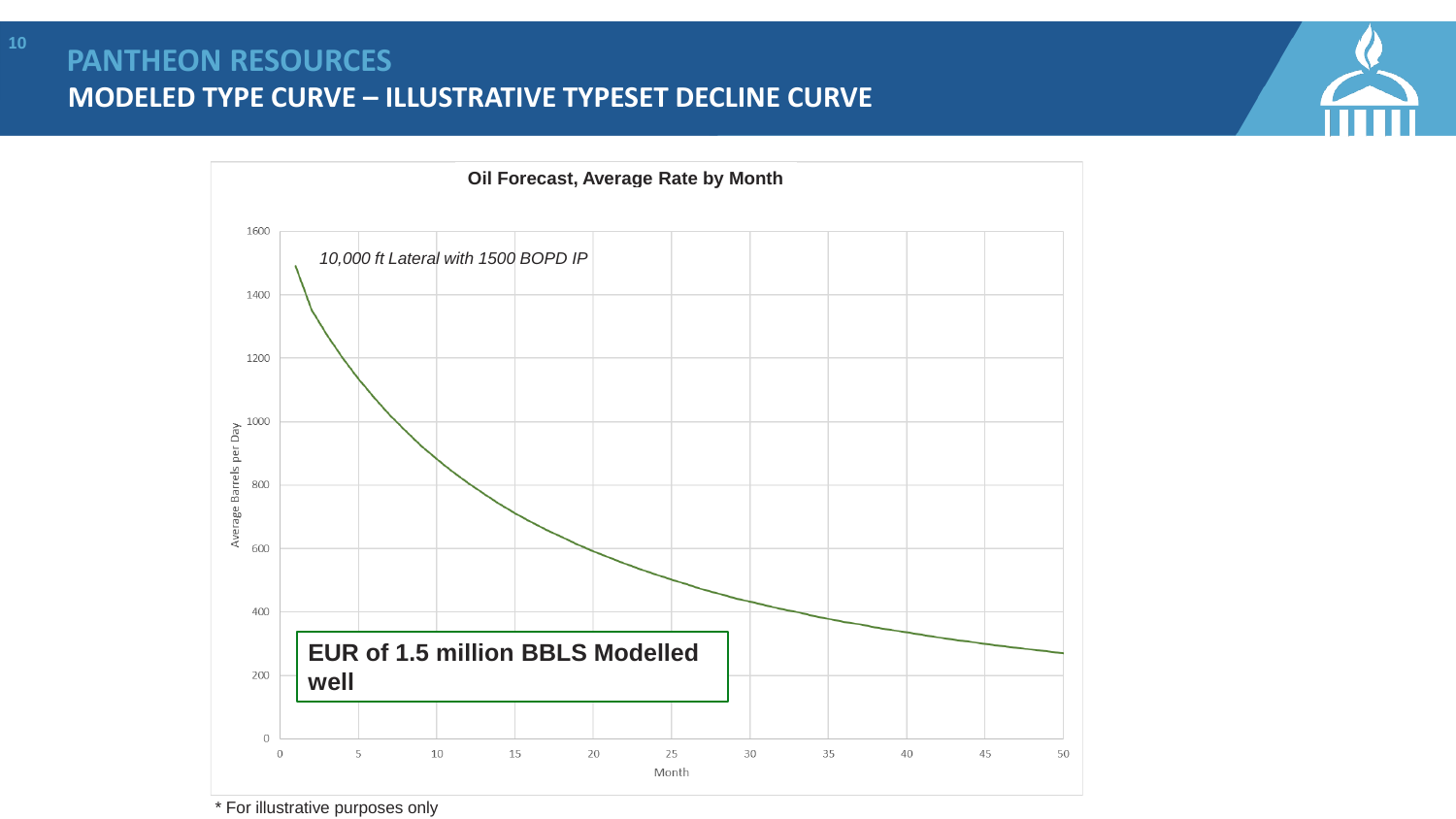# PANTHEON RESOURCES

## MODELED TYPE CURVE – ILLUSTRATIVE TYPESET DECLINE CURVE

**Oil Forecast, Average Rate by Month**

*10,000 ft Lateral with 1500 BOPD IP*

**EUR of 1.5 million BBLS Modelled well**

Average Barrels per Day

Month

* For illustrative purposes only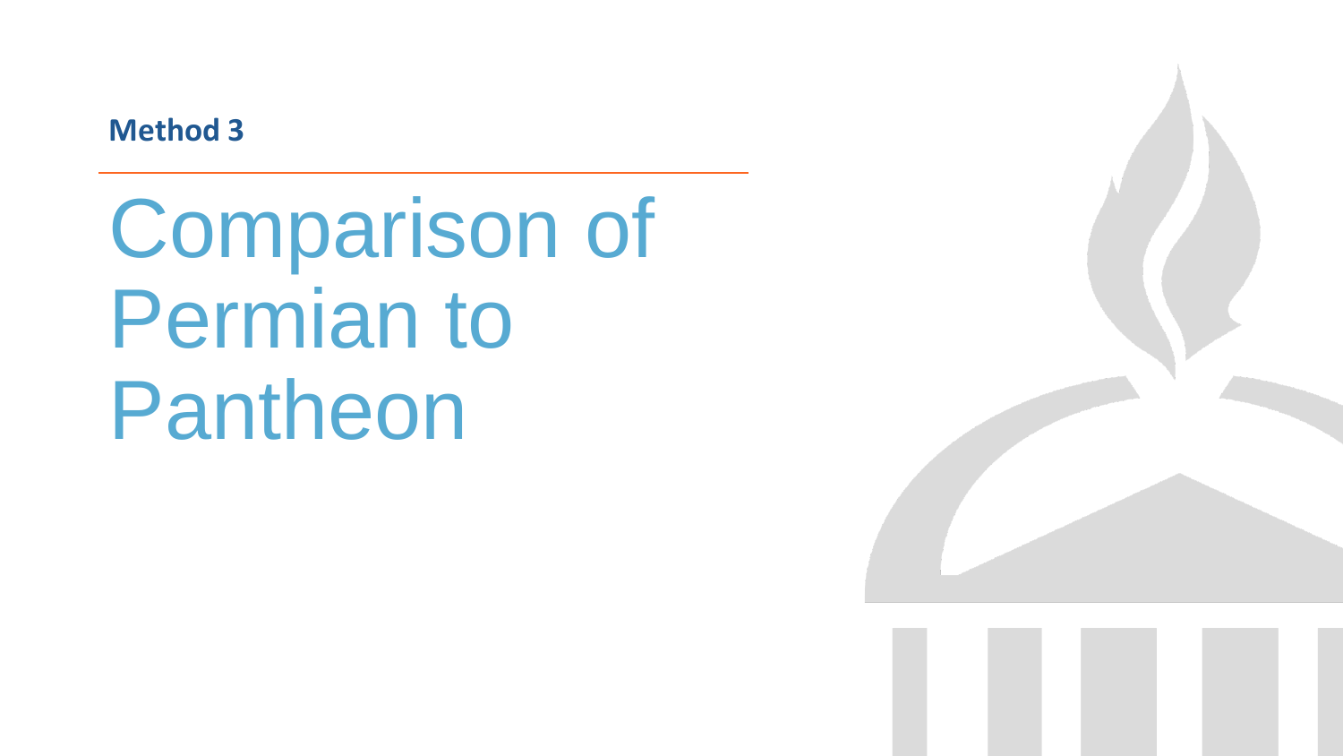**Method 3**

# Comparison of Permian to Pantheon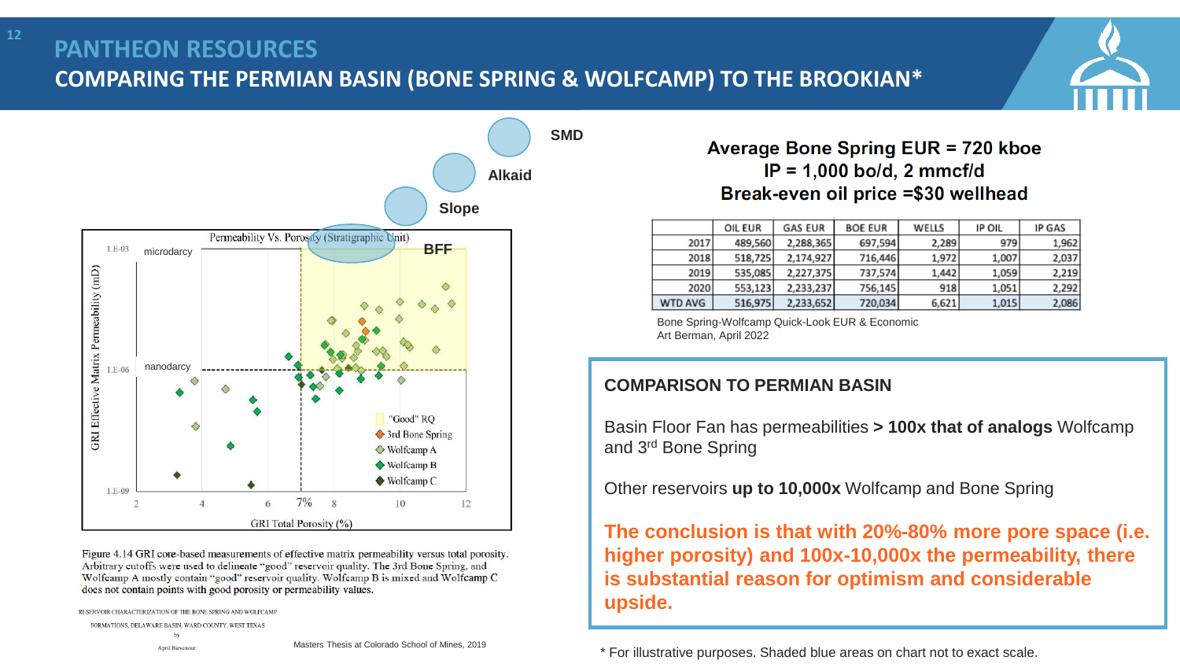# PANTHEON RESOURCES

## COMPARING THE PERMIAN BASIN (BONE SPRING & WOLFCAMP) TO THE BROOKIAN*

SMD

Alkaid

Slope

BFF

Figure 4.14 GRI core-based measurements of effective matrix permeability versus total porosity. Arbitrary cutoffs were used to delineate "good" reservoir quality. The 3rd Bone Spring, and Wolfcamp A mostly contain "good" reservoir quality. Wolfcamp B is mixed and Wolfcamp C does not contain points with good porosity or permeability values.

RESERVOIR CHARACTERIZATION OF THE BONE SPRING AND WOLFCAMP FORMATIONS, DELAWARE BASIN, WARD COUNTY, WEST TEXAS by April Bievenour

Masters Thesis at Colorado School of Mines, 2019

**Average Bone Spring EUR = 720 kboe**
**IP = 1,000 bo/d, 2 mmcf/d**
**Break-even oil price =$30 wellhead**

| | OIL EUR | GAS EUR | BOE EUR | WELLS | IP OIL | IP GAS |
|---|---|---|---|---|---|---|
| 2017 | 489,560 | 2,288,365 | 697,594 | 2,289 | 979 | 1,962 |
| 2018 | 518,725 | 2,174,927 | 716,446 | 1,972 | 1,007 | 2,037 |
| 2019 | 535,085 | 2,227,375 | 737,574 | 1,442 | 1,059 | 2,219 |
| 2020 | 553,123 | 2,233,237 | 756,145 | 918 | 1,051 | 2,292 |
| WTD AVG | 516,975 | 2,233,652 | 720,034 | 6,621 | 1,015 | 2,086 |

Bone Spring-Wolfcamp Quick-Look EUR & Economic
Art Berman, April 2022

### COMPARISON TO PERMIAN BASIN

Basin Floor Fan has permeabilities **> 100x that of analogs** Wolfcamp and 3rd Bone Spring

Other reservoirs **up to 10,000x** Wolfcamp and Bone Spring

**The conclusion is that with 20%-80% more pore space (i.e. higher porosity) and 100x-10,000x the permeability, there is substantial reason for optimism and considerable upside.**

\* For illustrative purposes. Shaded blue areas on chart not to exact scale.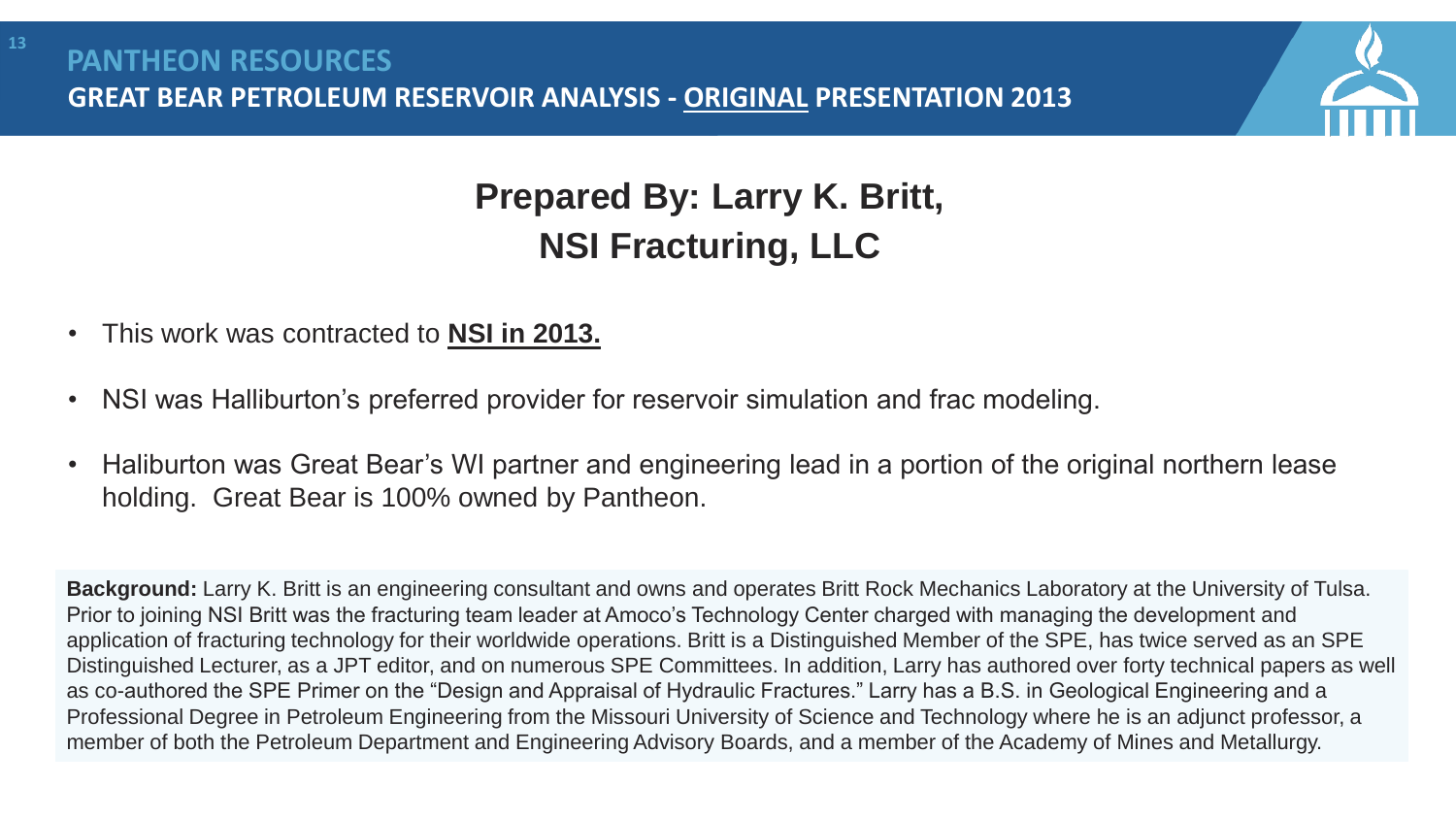# PANTHEON RESOURCES

## GREAT BEAR PETROLEUM RESERVOIR ANALYSIS - ORIGINAL PRESENTATION 2013

## Prepared By: Larry K. Britt, NSI Fracturing, LLC

- This work was contracted to **NSI in 2013.**
- NSI was Halliburton's preferred provider for reservoir simulation and frac modeling.
- Haliburton was Great Bear's WI partner and engineering lead in a portion of the original northern lease holding. Great Bear is 100% owned by Pantheon.

**Background:** Larry K. Britt is an engineering consultant and owns and operates Britt Rock Mechanics Laboratory at the University of Tulsa. Prior to joining NSI Britt was the fracturing team leader at Amoco's Technology Center charged with managing the development and application of fracturing technology for their worldwide operations. Britt is a Distinguished Member of the SPE, has twice served as an SPE Distinguished Lecturer, as a JPT editor, and on numerous SPE Committees. In addition, Larry has authored over forty technical papers as well as co-authored the SPE Primer on the "Design and Appraisal of Hydraulic Fractures." Larry has a B.S. in Geological Engineering and a Professional Degree in Petroleum Engineering from the Missouri University of Science and Technology where he is an adjunct professor, a member of both the Petroleum Department and Engineering Advisory Boards, and a member of the Academy of Mines and Metallurgy.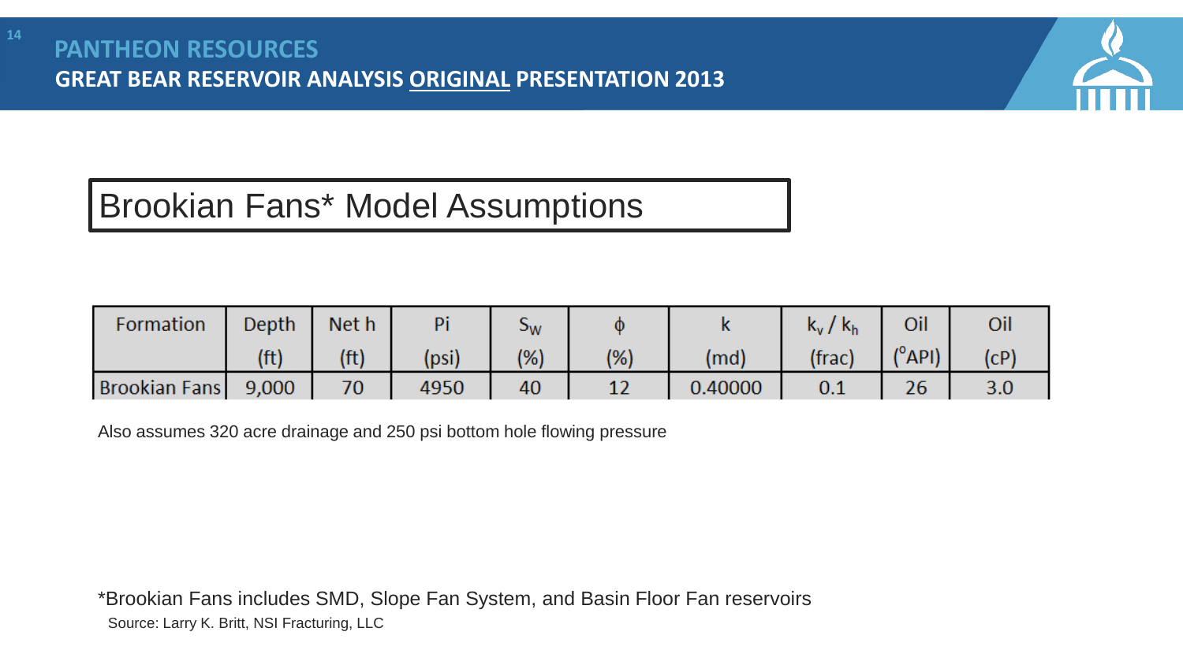# PANTHEON RESOURCES

## GREAT BEAR RESERVOIR ANALYSIS ORIGINAL PRESENTATION 2013

### Brookian Fans* Model Assumptions

| Formation | Depth (ft) | Net h (ft) | Pi (psi) | $S_W$ (%) | $\phi$ (%) | k (md) | $k_v$ / $k_h$ (frac) | Oil (°API) | Oil (cP) |
|---|---|---|---|---|---|---|---|---|---|
| Brookian Fans | 9,000 | 70 | 4950 | 40 | 12 | 0.40000 | 0.1 | 26 | 3.0 |

Also assumes 320 acre drainage and 250 psi bottom hole flowing pressure

*Brookian Fans includes SMD, Slope Fan System, and Basin Floor Fan reservoirs

Source: Larry K. Britt, NSI Fracturing, LLC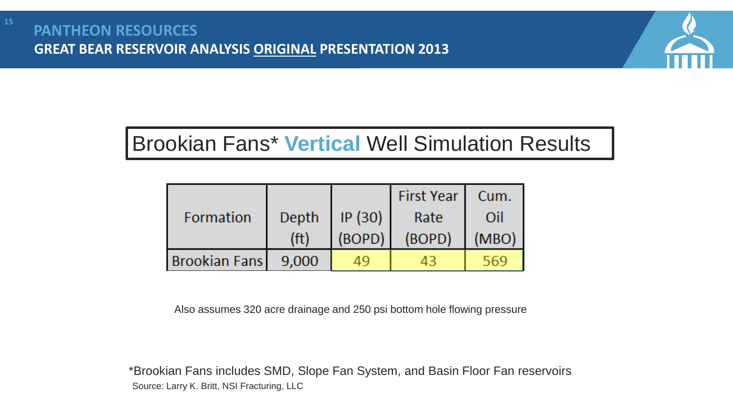# PANTHEON RESOURCES

## GREAT BEAR RESERVOIR ANALYSIS ORIGINAL PRESENTATION 2013

### Brookian Fans* **Vertical** Well Simulation Results

| Formation | Depth (ft) | IP (30) (BOPD) | First Year Rate (BOPD) | Cum. Oil (MBO) |
|---|---|---|---|---|
| Brookian Fans | 9,000 | 49 | 43 | 569 |

Also assumes 320 acre drainage and 250 psi bottom hole flowing pressure

*Brookian Fans includes SMD, Slope Fan System, and Basin Floor Fan reservoirs

Source: Larry K. Britt, NSI Fracturing, LLC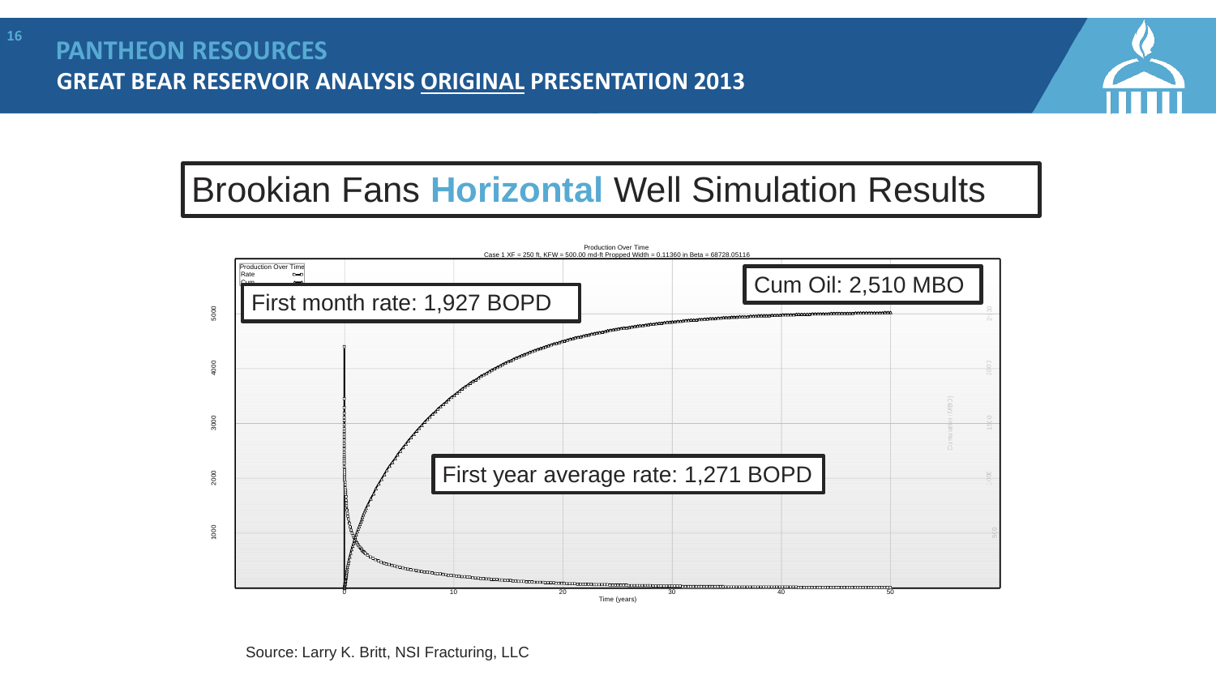# PANTHEON RESOURCES

## GREAT BEAR RESERVOIR ANALYSIS ORIGINAL PRESENTATION 2013

## Brookian Fans **Horizontal** Well Simulation Results

Production Over Time
Case 1 XF = 250 ft, KFW = 500.00 md-ft Propped Width = 0.11360 in Beta = 68728.05116

First month rate: 1,927 BOPD

Cum Oil: 2,510 MBO

First year average rate: 1,271 BOPD

Time (years)

Source: Larry K. Britt, NSI Fracturing, LLC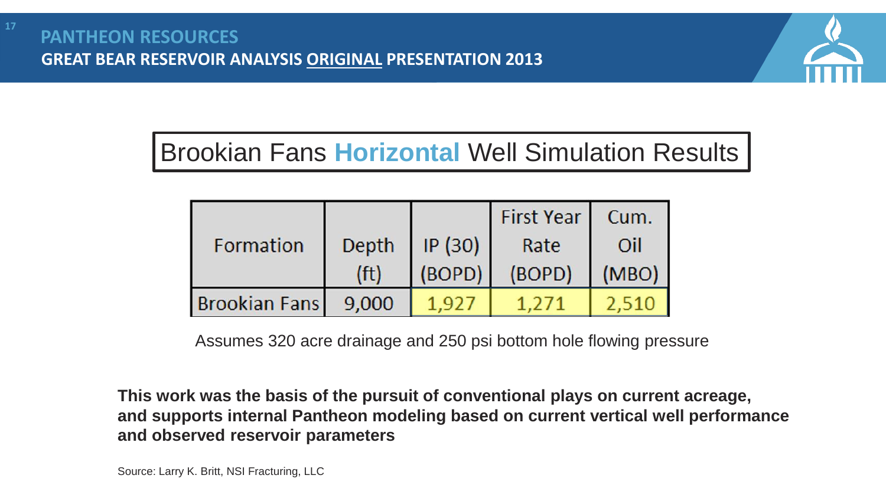# PANTHEON RESOURCES

## GREAT BEAR RESERVOIR ANALYSIS ORIGINAL PRESENTATION 2013

### Brookian Fans **Horizontal** Well Simulation Results

| Formation | Depth (ft) | IP (30) (BOPD) | First Year Rate (BOPD) | Cum. Oil (MBO) |
|---|---|---|---|---|
| Brookian Fans | 9,000 | 1,927 | 1,271 | 2,510 |

Assumes 320 acre drainage and 250 psi bottom hole flowing pressure

**This work was the basis of the pursuit of conventional plays on current acreage, and supports internal Pantheon modeling based on current vertical well performance and observed reservoir parameters**

Source: Larry K. Britt, NSI Fracturing, LLC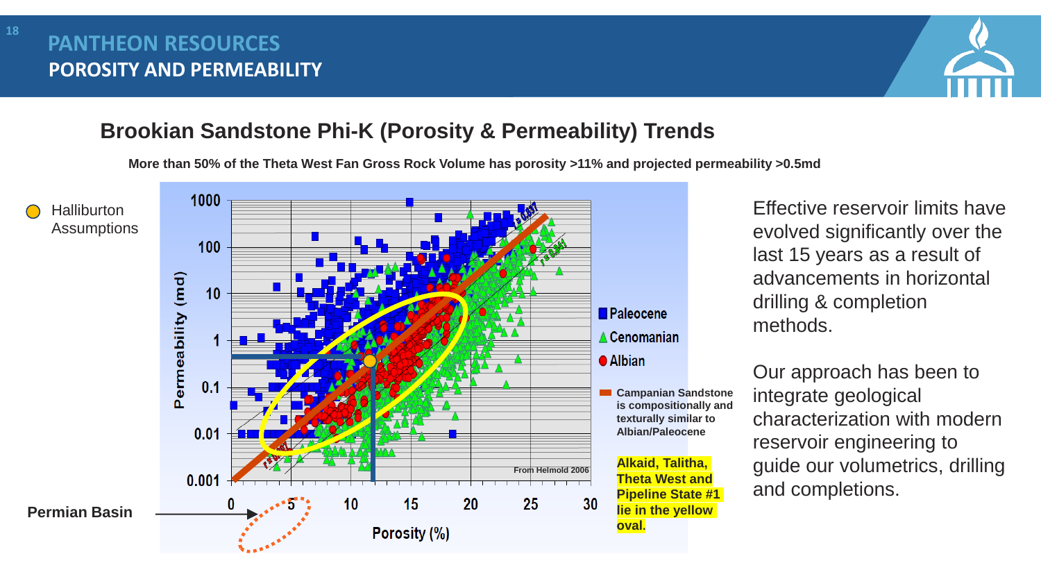## PANTHEON RESOURCES

## POROSITY AND PERMEABILITY

### Brookian Sandstone Phi-K (Porosity & Permeability) Trends

**More than 50% of the Theta West Fan Gross Rock Volume has porosity >11% and projected permeability >0.5md**

Halliburton Assumptions

Permeability (md)

1000
100
10
1
0.1
0.01
0.001

0 5 10 15 20 25 30

Porosity (%)

Paleocene
Cenomanian
Albian

**Campanian Sandstone is compositionally and texturally similar to Albian/Paleocene**

From Helmold 2006

**Alkaid, Talitha, Theta West and Pipeline State #1 lie in the yellow oval.**

**Permian Basin**

Effective reservoir limits have evolved significantly over the last 15 years as a result of advancements in horizontal drilling & completion methods.

Our approach has been to integrate geological characterization with modern reservoir engineering to guide our volumetrics, drilling and completions.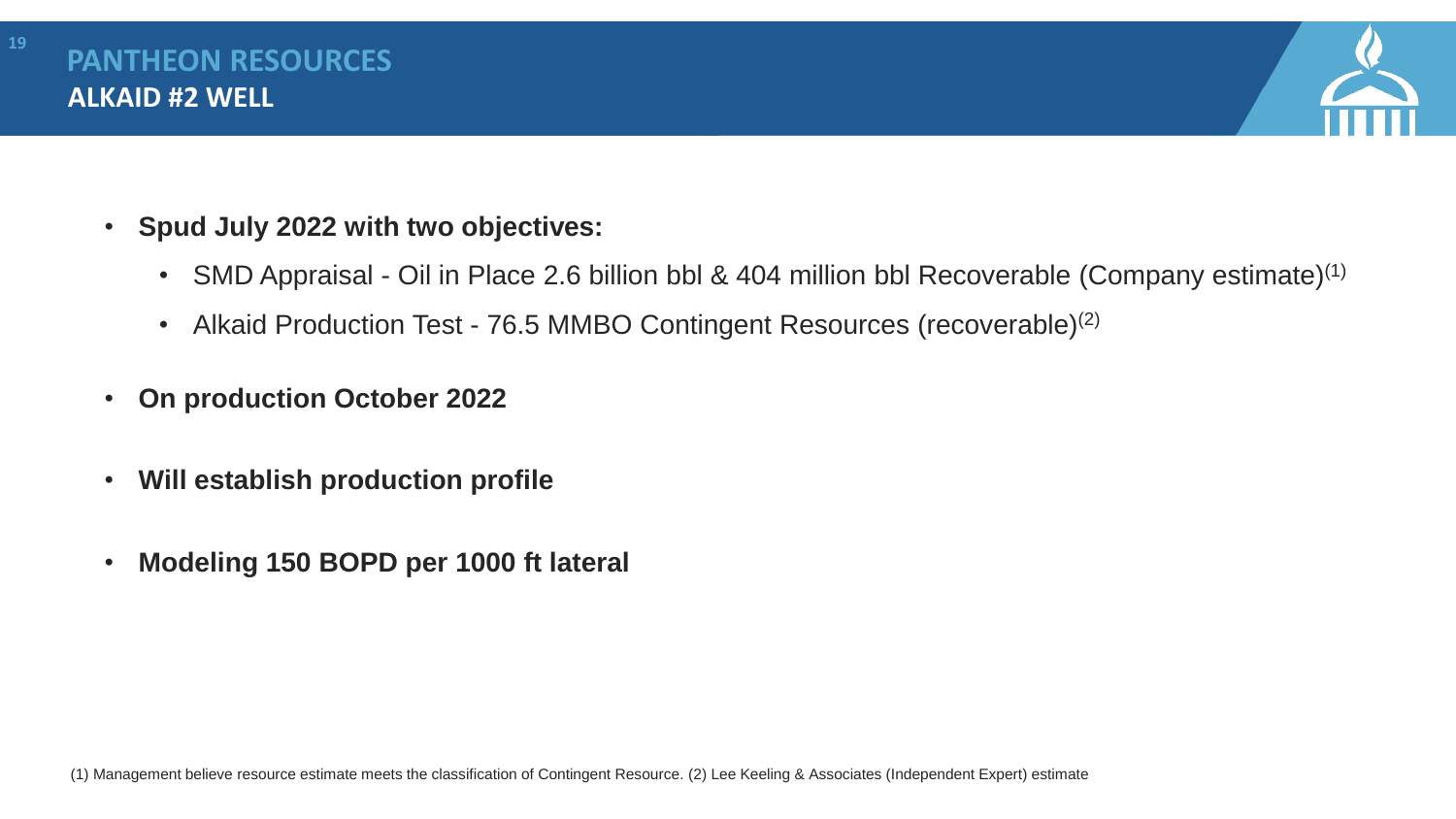# PANTHEON RESOURCES

## ALKAID #2 WELL

- **Spud July 2022 with two objectives:**
  - SMD Appraisal - Oil in Place 2.6 billion bbl & 404 million bbl Recoverable (Company estimate)[1]
  - Alkaid Production Test - 76.5 MMBO Contingent Resources (recoverable)[2]
- **On production October 2022**
- **Will establish production profile**
- **Modeling 150 BOPD per 1000 ft lateral**

(1) Management believe resource estimate meets the classification of Contingent Resource. (2) Lee Keeling & Associates (Independent Expert) estimate